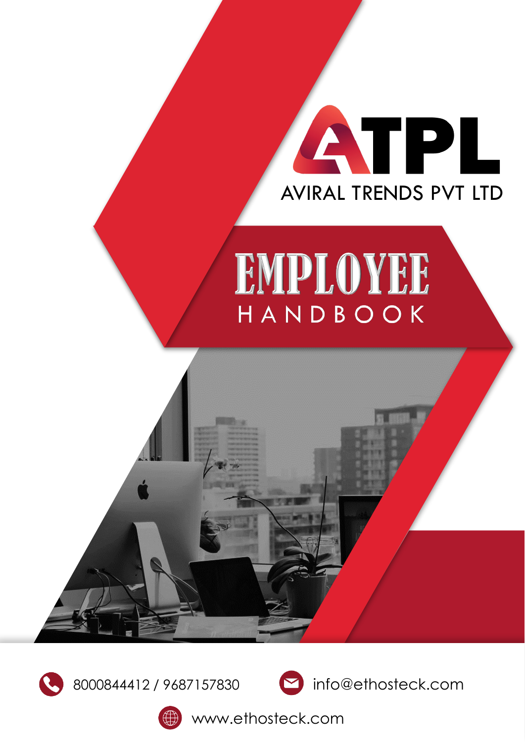# ATPL

AVIRAL TRENDS PVT LTD

# EMPLOYEE HANDBOOK

8000844412 / 9687157830

info@ethosteck.com

www.ethosteck.com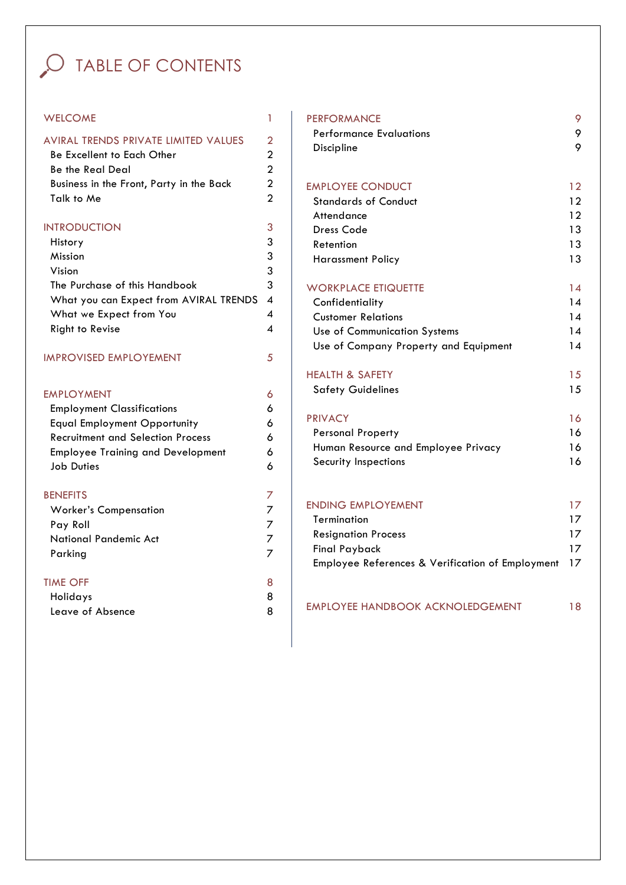# TABLE OF CONTENTS

WELCOME 1

AVIRAL TRENDS PRIVATE LIMITED VALUES 2
- Be Excellent to Each Other 2
- Be the Real Deal 2
- Business in the Front, Party in the Back 2
- Talk to Me 2

INTRODUCTION 3
- History 3
- Mission 3
- Vision 3
- The Purchase of this Handbook 3
- What you can Expect from AVIRAL TRENDS 4
- What we Expect from You 4
- Right to Revise 4

IMPROVISED EMPLOYEMENT 5

EMPLOYMENT 6
- Employment Classifications 6
- Equal Employment Opportunity 6
- Recruitment and Selection Process 6
- Employee Training and Development 6
- Job Duties 6

BENEFITS 7
- Worker's Compensation 7
- Pay Roll 7
- National Pandemic Act 7
- Parking 7

TIME OFF 8
- Holidays 8
- Leave of Absence 8

PERFORMANCE 9
- Performance Evaluations 9
- Discipline 9

EMPLOYEE CONDUCT 12
- Standards of Conduct 12
- Attendance 12
- Dress Code 13
- Retention 13
- Harassment Policy 13

WORKPLACE ETIQUETTE 14
- Confidentiality 14
- Customer Relations 14
- Use of Communication Systems 14
- Use of Company Property and Equipment 14

HEALTH & SAFETY 15
- Safety Guidelines 15

PRIVACY 16
- Personal Property 16
- Human Resource and Employee Privacy 16
- Security Inspections 16

ENDING EMPLOYEMENT 17
- Termination 17
- Resignation Process 17
- Final Payback 17
- Employee References & Verification of Employment 17

EMPLOYEE HANDBOOK ACKNOLEDGEMENT 18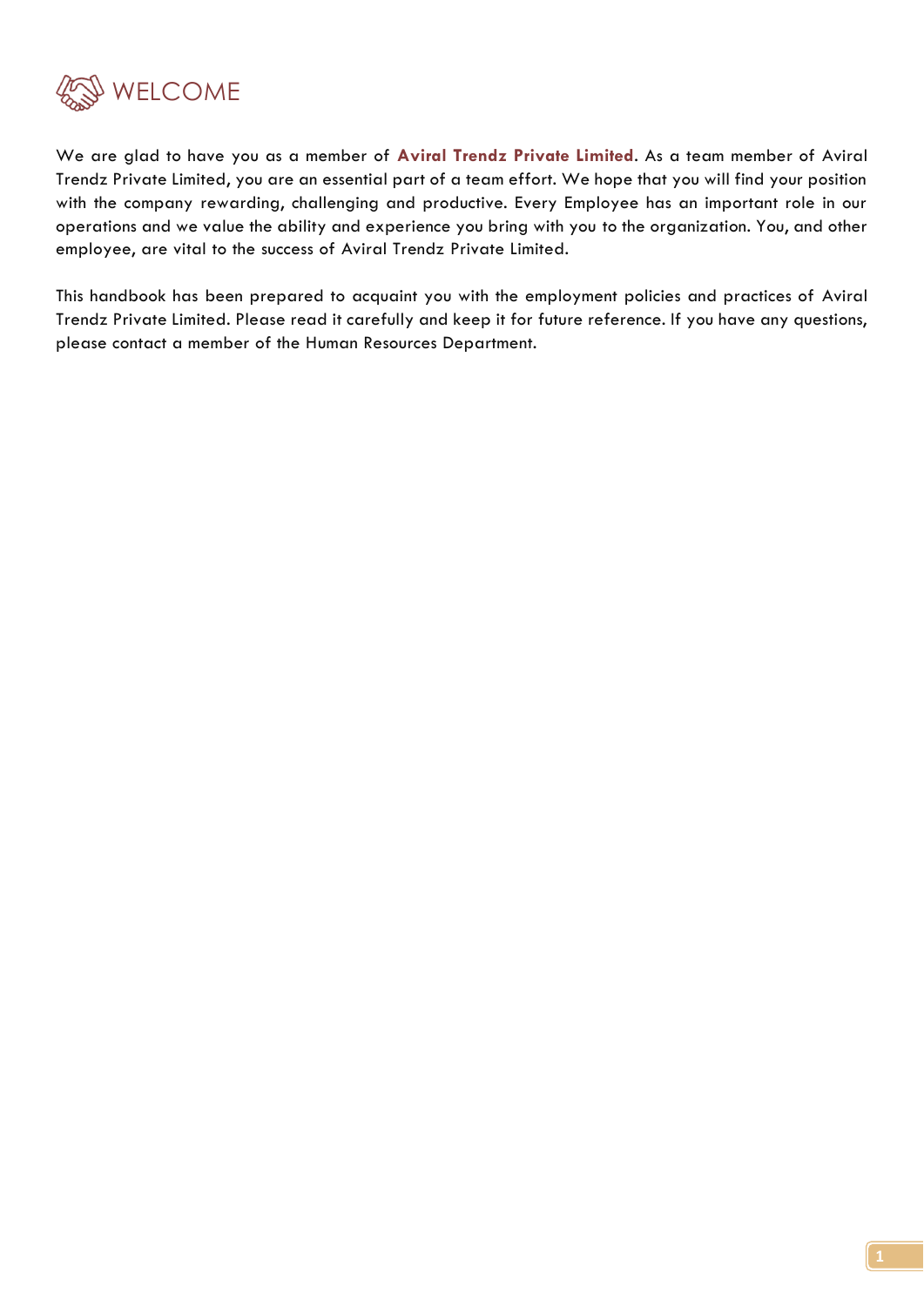# WELCOME

We are glad to have you as a member of **Aviral Trendz Private Limited**. As a team member of Aviral Trendz Private Limited, you are an essential part of a team effort. We hope that you will find your position with the company rewarding, challenging and productive. Every Employee has an important role in our operations and we value the ability and experience you bring with you to the organization. You, and other employee, are vital to the success of Aviral Trendz Private Limited.

This handbook has been prepared to acquaint you with the employment policies and practices of Aviral Trendz Private Limited. Please read it carefully and keep it for future reference. If you have any questions, please contact a member of the Human Resources Department.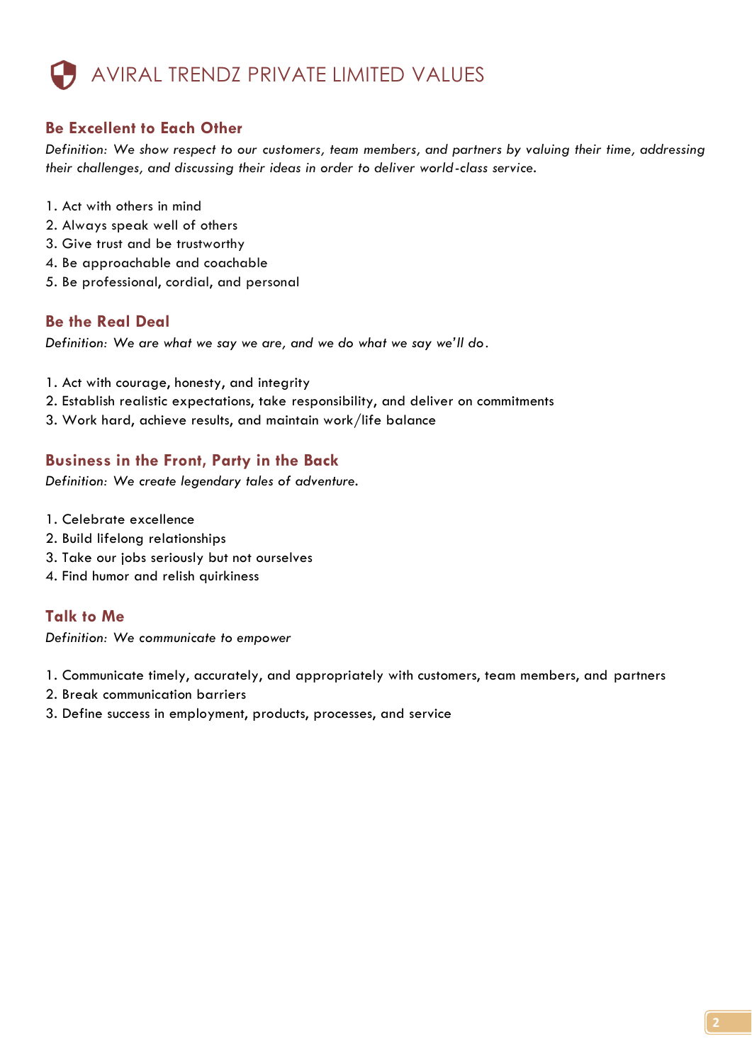# AVIRAL TRENDZ PRIVATE LIMITED VALUES

## Be Excellent to Each Other

*Definition: We show respect to our customers, team members, and partners by valuing their time, addressing their challenges, and discussing their ideas in order to deliver world-class service.*

1. Act with others in mind
2. Always speak well of others
3. Give trust and be trustworthy
4. Be approachable and coachable
5. Be professional, cordial, and personal

## Be the Real Deal

*Definition: We are what we say we are, and we do what we say we'll do.*

1. Act with courage, honesty, and integrity
2. Establish realistic expectations, take responsibility, and deliver on commitments
3. Work hard, achieve results, and maintain work/life balance

## Business in the Front, Party in the Back

*Definition: We create legendary tales of adventure.*

1. Celebrate excellence
2. Build lifelong relationships
3. Take our jobs seriously but not ourselves
4. Find humor and relish quirkiness

## Talk to Me

*Definition: We communicate to empower*

1. Communicate timely, accurately, and appropriately with customers, team members, and partners
2. Break communication barriers
3. Define success in employment, products, processes, and service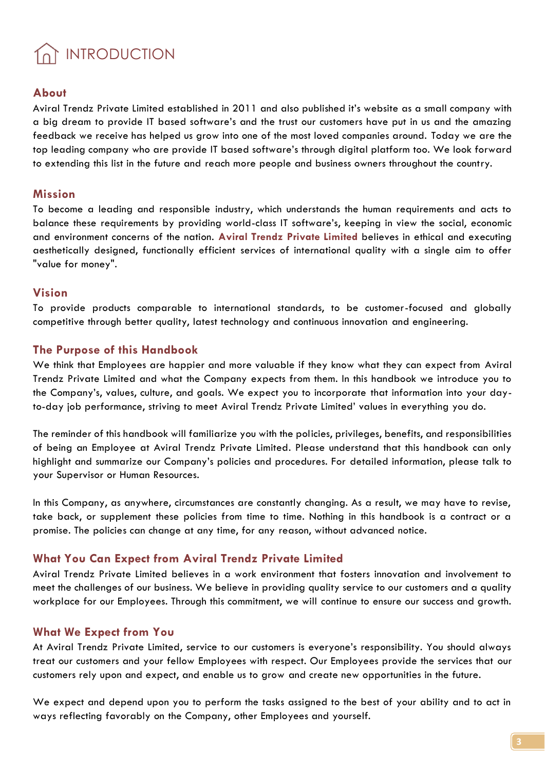# INTRODUCTION

## About

Aviral Trendz Private Limited established in 2011 and also published it's website as a small company with a big dream to provide IT based software's and the trust our customers have put in us and the amazing feedback we receive has helped us grow into one of the most loved companies around. Today we are the top leading company who are provide IT based software's through digital platform too. We look forward to extending this list in the future and reach more people and business owners throughout the country.

## Mission

To become a leading and responsible industry, which understands the human requirements and acts to balance these requirements by providing world-class IT software's, keeping in view the social, economic and environment concerns of the nation. **Aviral Trendz Private Limited** believes in ethical and executing aesthetically designed, functionally efficient services of international quality with a single aim to offer "value for money".

## Vision

To provide products comparable to international standards, to be customer-focused and globally competitive through better quality, latest technology and continuous innovation and engineering.

## The Purpose of this Handbook

We think that Employees are happier and more valuable if they know what they can expect from Aviral Trendz Private Limited and what the Company expects from them. In this handbook we introduce you to the Company's, values, culture, and goals. We expect you to incorporate that information into your day-to-day job performance, striving to meet Aviral Trendz Private Limited' values in everything you do.

The reminder of this handbook will familiarize you with the policies, privileges, benefits, and responsibilities of being an Employee at Aviral Trendz Private Limited. Please understand that this handbook can only highlight and summarize our Company's policies and procedures. For detailed information, please talk to your Supervisor or Human Resources.

In this Company, as anywhere, circumstances are constantly changing. As a result, we may have to revise, take back, or supplement these policies from time to time. Nothing in this handbook is a contract or a promise. The policies can change at any time, for any reason, without advanced notice.

## What You Can Expect from Aviral Trendz Private Limited

Aviral Trendz Private Limited believes in a work environment that fosters innovation and involvement to meet the challenges of our business. We believe in providing quality service to our customers and a quality workplace for our Employees. Through this commitment, we will continue to ensure our success and growth.

## What We Expect from You

At Aviral Trendz Private Limited, service to our customers is everyone's responsibility. You should always treat our customers and your fellow Employees with respect. Our Employees provide the services that our customers rely upon and expect, and enable us to grow and create new opportunities in the future.

We expect and depend upon you to perform the tasks assigned to the best of your ability and to act in ways reflecting favorably on the Company, other Employees and yourself.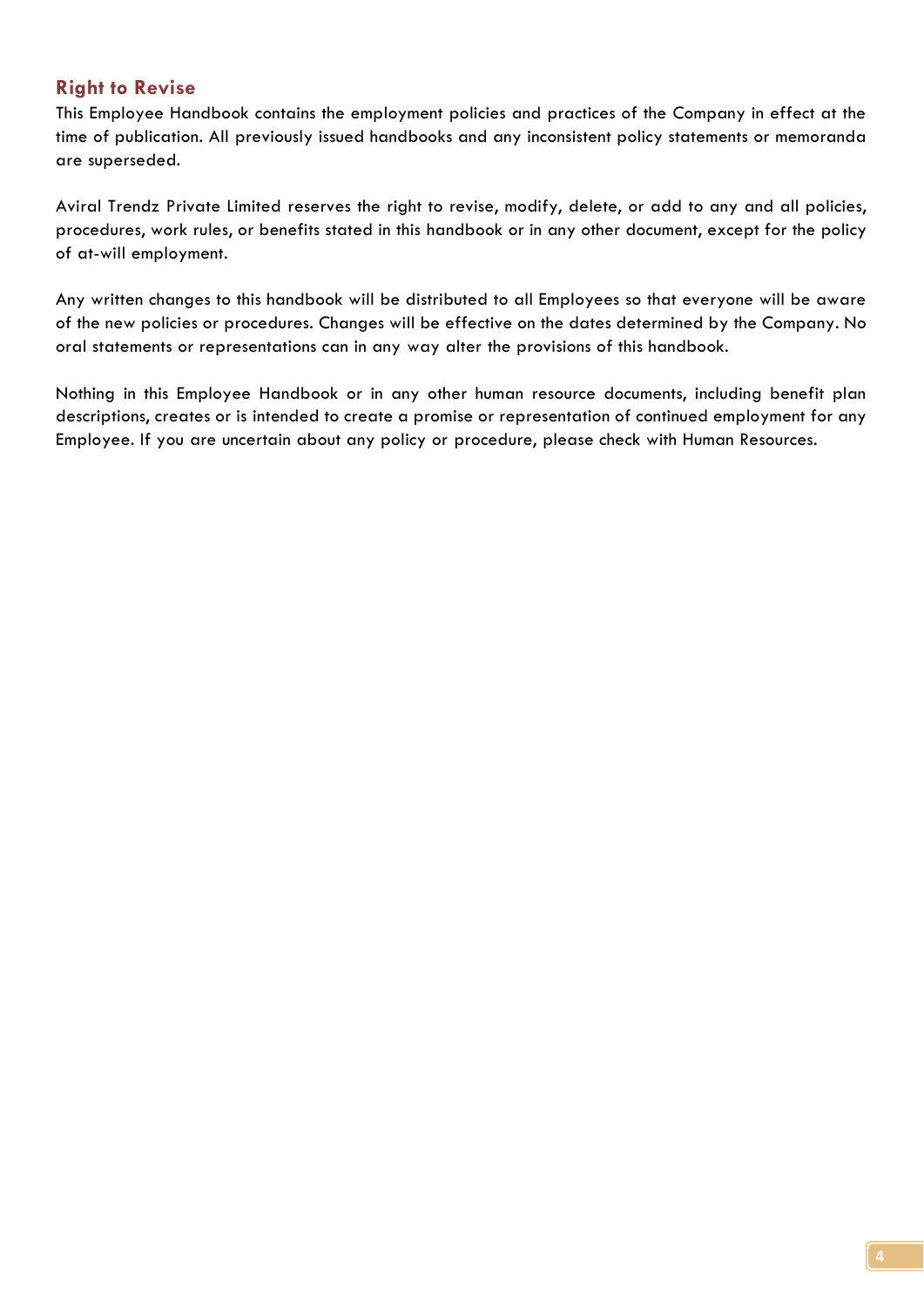## Right to Revise

This Employee Handbook contains the employment policies and practices of the Company in effect at the time of publication. All previously issued handbooks and any inconsistent policy statements or memoranda are superseded.

Aviral Trendz Private Limited reserves the right to revise, modify, delete, or add to any and all policies, procedures, work rules, or benefits stated in this handbook or in any other document, except for the policy of at-will employment.

Any written changes to this handbook will be distributed to all Employees so that everyone will be aware of the new policies or procedures. Changes will be effective on the dates determined by the Company. No oral statements or representations can in any way alter the provisions of this handbook.

Nothing in this Employee Handbook or in any other human resource documents, including benefit plan descriptions, creates or is intended to create a promise or representation of continued employment for any Employee. If you are uncertain about any policy or procedure, please check with Human Resources.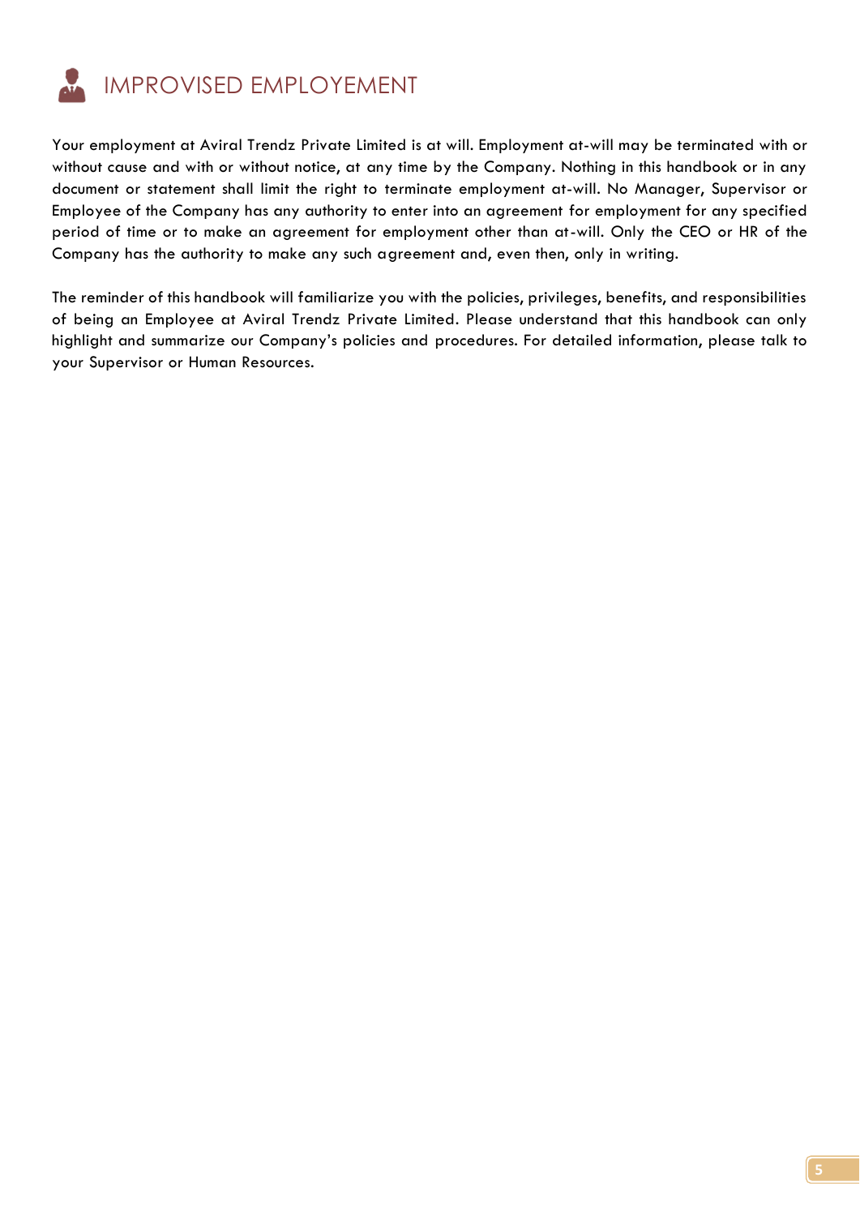# IMPROVISED EMPLOYEMENT

Your employment at Aviral Trendz Private Limited is at will. Employment at-will may be terminated with or without cause and with or without notice, at any time by the Company. Nothing in this handbook or in any document or statement shall limit the right to terminate employment at-will. No Manager, Supervisor or Employee of the Company has any authority to enter into an agreement for employment for any specified period of time or to make an agreement for employment other than at-will. Only the CEO or HR of the Company has the authority to make any such agreement and, even then, only in writing.

The reminder of this handbook will familiarize you with the policies, privileges, benefits, and responsibilities of being an Employee at Aviral Trendz Private Limited. Please understand that this handbook can only highlight and summarize our Company's policies and procedures. For detailed information, please talk to your Supervisor or Human Resources.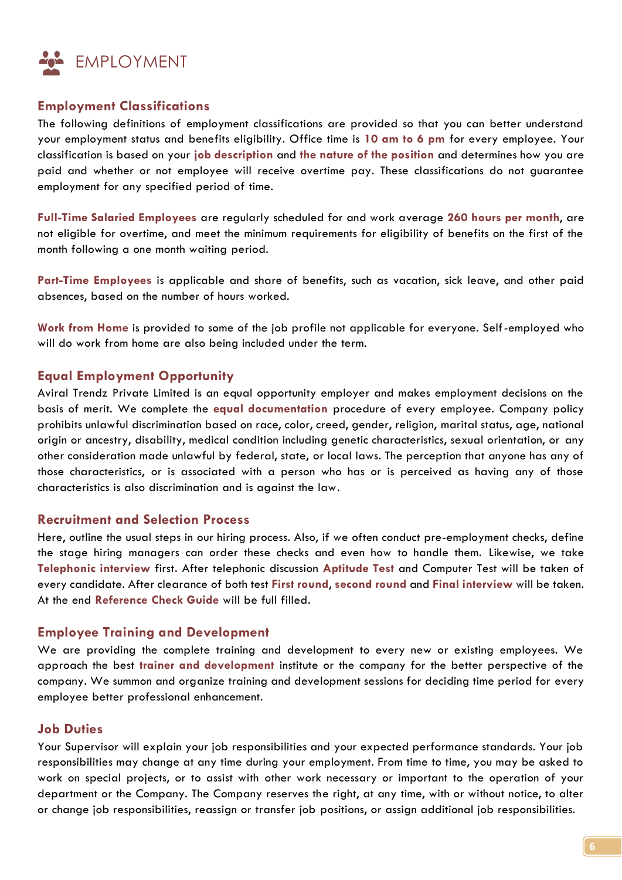# EMPLOYMENT

## Employment Classifications

The following definitions of employment classifications are provided so that you can better understand your employment status and benefits eligibility. Office time is **10 am to 6 pm** for every employee. Your classification is based on your **job description** and **the nature of the position** and determines how you are paid and whether or not employee will receive overtime pay. These classifications do not guarantee employment for any specified period of time.

**Full-Time Salaried Employees** are regularly scheduled for and work average **260 hours per month**, are not eligible for overtime, and meet the minimum requirements for eligibility of benefits on the first of the month following a one month waiting period.

**Part-Time Employees** is applicable and share of benefits, such as vacation, sick leave, and other paid absences, based on the number of hours worked.

**Work from Home** is provided to some of the job profile not applicable for everyone. Self-employed who will do work from home are also being included under the term.

## Equal Employment Opportunity

Aviral Trendz Private Limited is an equal opportunity employer and makes employment decisions on the basis of merit. We complete the **equal documentation** procedure of every employee. Company policy prohibits unlawful discrimination based on race, color, creed, gender, religion, marital status, age, national origin or ancestry, disability, medical condition including genetic characteristics, sexual orientation, or any other consideration made unlawful by federal, state, or local laws. The perception that anyone has any of those characteristics, or is associated with a person who has or is perceived as having any of those characteristics is also discrimination and is against the law.

## Recruitment and Selection Process

Here, outline the usual steps in our hiring process. Also, if we often conduct pre-employment checks, define the stage hiring managers can order these checks and even how to handle them. Likewise, we take **Telephonic interview** first. After telephonic discussion **Aptitude Test** and Computer Test will be taken of every candidate. After clearance of both test **First round**, **second round** and **Final interview** will be taken. At the end **Reference Check Guide** will be full filled.

## Employee Training and Development

We are providing the complete training and development to every new or existing employees. We approach the best **trainer and development** institute or the company for the better perspective of the company. We summon and organize training and development sessions for deciding time period for every employee better professional enhancement.

## Job Duties

Your Supervisor will explain your job responsibilities and your expected performance standards. Your job responsibilities may change at any time during your employment. From time to time, you may be asked to work on special projects, or to assist with other work necessary or important to the operation of your department or the Company. The Company reserves the right, at any time, with or without notice, to alter or change job responsibilities, reassign or transfer job positions, or assign additional job responsibilities.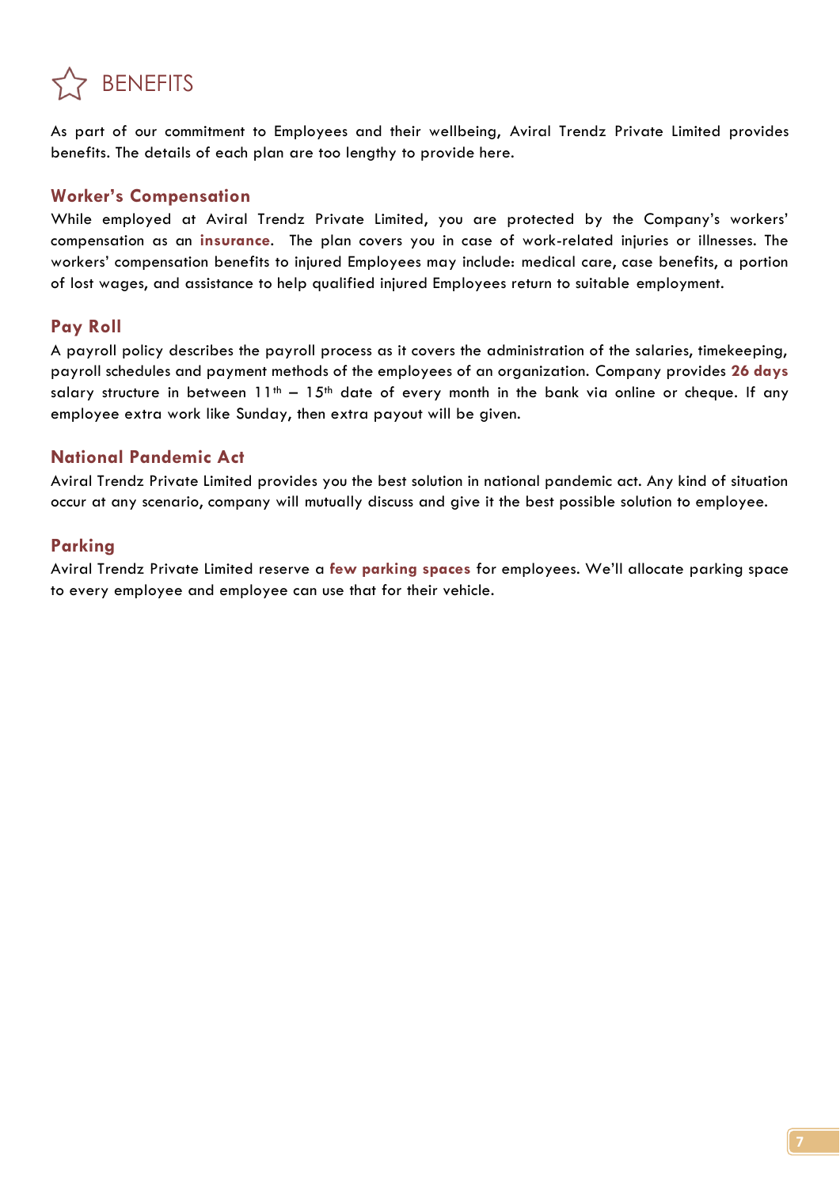# BENEFITS

As part of our commitment to Employees and their wellbeing, Aviral Trendz Private Limited provides benefits. The details of each plan are too lengthy to provide here.

## Worker's Compensation

While employed at Aviral Trendz Private Limited, you are protected by the Company's workers' compensation as an **insurance**. The plan covers you in case of work-related injuries or illnesses. The workers' compensation benefits to injured Employees may include: medical care, case benefits, a portion of lost wages, and assistance to help qualified injured Employees return to suitable employment.

## Pay Roll

A payroll policy describes the payroll process as it covers the administration of the salaries, timekeeping, payroll schedules and payment methods of the employees of an organization. Company provides **26 days** salary structure in between 11th – 15th date of every month in the bank via online or cheque. If any employee extra work like Sunday, then extra payout will be given.

## National Pandemic Act

Aviral Trendz Private Limited provides you the best solution in national pandemic act. Any kind of situation occur at any scenario, company will mutually discuss and give it the best possible solution to employee.

## Parking

Aviral Trendz Private Limited reserve a **few parking spaces** for employees. We'll allocate parking space to every employee and employee can use that for their vehicle.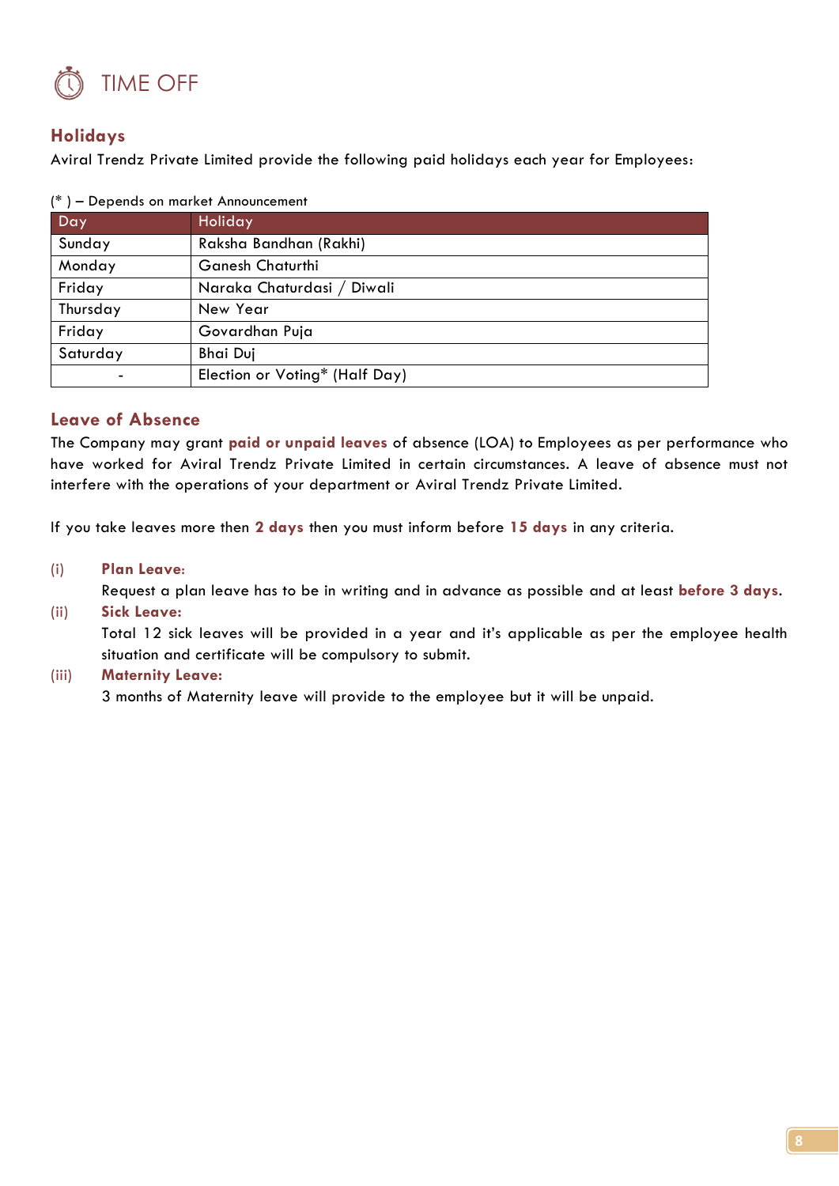# TIME OFF

## Holidays

Aviral Trendz Private Limited provide the following paid holidays each year for Employees:

(* ) – Depends on market Announcement

| Day | Holiday |
|---|---|
| Sunday | Raksha Bandhan (Rakhi) |
| Monday | Ganesh Chaturthi |
| Friday | Naraka Chaturdasi / Diwali |
| Thursday | New Year |
| Friday | Govardhan Puja |
| Saturday | Bhai Duj |
| - | Election or Voting* (Half Day) |

## Leave of Absence

The Company may grant **paid or unpaid leaves** of absence (LOA) to Employees as per performance who have worked for Aviral Trendz Private Limited in certain circumstances. A leave of absence must not interfere with the operations of your department or Aviral Trendz Private Limited.

If you take leaves more then **2 days** then you must inform before **15 days** in any criteria.

(i) **Plan Leave:**
Request a plan leave has to be in writing and in advance as possible and at least **before 3 days**.

(ii) **Sick Leave:**
Total 12 sick leaves will be provided in a year and it's applicable as per the employee health situation and certificate will be compulsory to submit.

(iii) **Maternity Leave:**
3 months of Maternity leave will provide to the employee but it will be unpaid.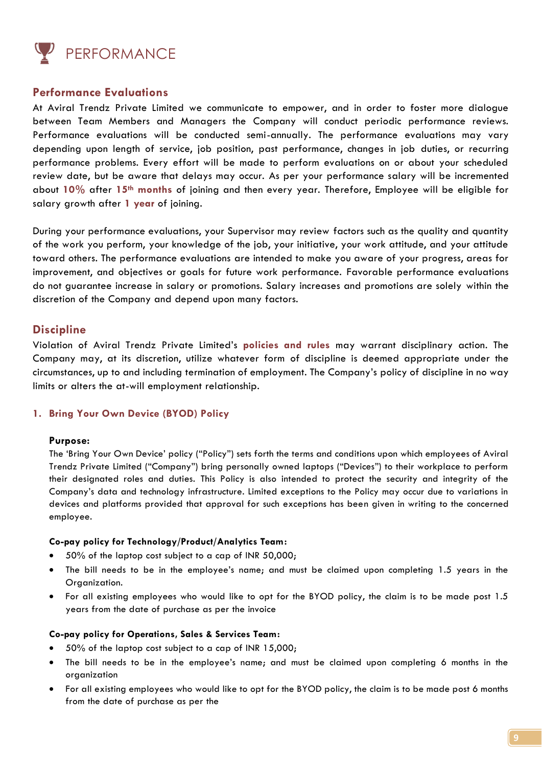# PERFORMANCE

## Performance Evaluations

At Aviral Trendz Private Limited we communicate to empower, and in order to foster more dialogue between Team Members and Managers the Company will conduct periodic performance reviews. Performance evaluations will be conducted semi-annually. The performance evaluations may vary depending upon length of service, job position, past performance, changes in job duties, or recurring performance problems. Every effort will be made to perform evaluations on or about your scheduled review date, but be aware that delays may occur. As per your performance salary will be incremented about **10%** after **15th months** of joining and then every year. Therefore, Employee will be eligible for salary growth after **1 year** of joining.

During your performance evaluations, your Supervisor may review factors such as the quality and quantity of the work you perform, your knowledge of the job, your initiative, your work attitude, and your attitude toward others. The performance evaluations are intended to make you aware of your progress, areas for improvement, and objectives or goals for future work performance. Favorable performance evaluations do not guarantee increase in salary or promotions. Salary increases and promotions are solely within the discretion of the Company and depend upon many factors.

## Discipline

Violation of Aviral Trendz Private Limited's **policies and rules** may warrant disciplinary action. The Company may, at its discretion, utilize whatever form of discipline is deemed appropriate under the circumstances, up to and including termination of employment. The Company's policy of discipline in no way limits or alters the at-will employment relationship.

### 1. Bring Your Own Device (BYOD) Policy

**Purpose:**

The 'Bring Your Own Device' policy ("Policy") sets forth the terms and conditions upon which employees of Aviral Trendz Private Limited ("Company") bring personally owned laptops ("Devices") to their workplace to perform their designated roles and duties. This Policy is also intended to protect the security and integrity of the Company's data and technology infrastructure. Limited exceptions to the Policy may occur due to variations in devices and platforms provided that approval for such exceptions has been given in writing to the concerned employee.

**Co-pay policy for Technology/Product/Analytics Team:**

- 50% of the laptop cost subject to a cap of INR 50,000;
- The bill needs to be in the employee's name; and must be claimed upon completing 1.5 years in the Organization.
- For all existing employees who would like to opt for the BYOD policy, the claim is to be made post 1.5 years from the date of purchase as per the invoice

**Co-pay policy for Operations, Sales & Services Team:**

- 50% of the laptop cost subject to a cap of INR 15,000;
- The bill needs to be in the employee's name; and must be claimed upon completing 6 months in the organization
- For all existing employees who would like to opt for the BYOD policy, the claim is to be made post 6 months from the date of purchase as per the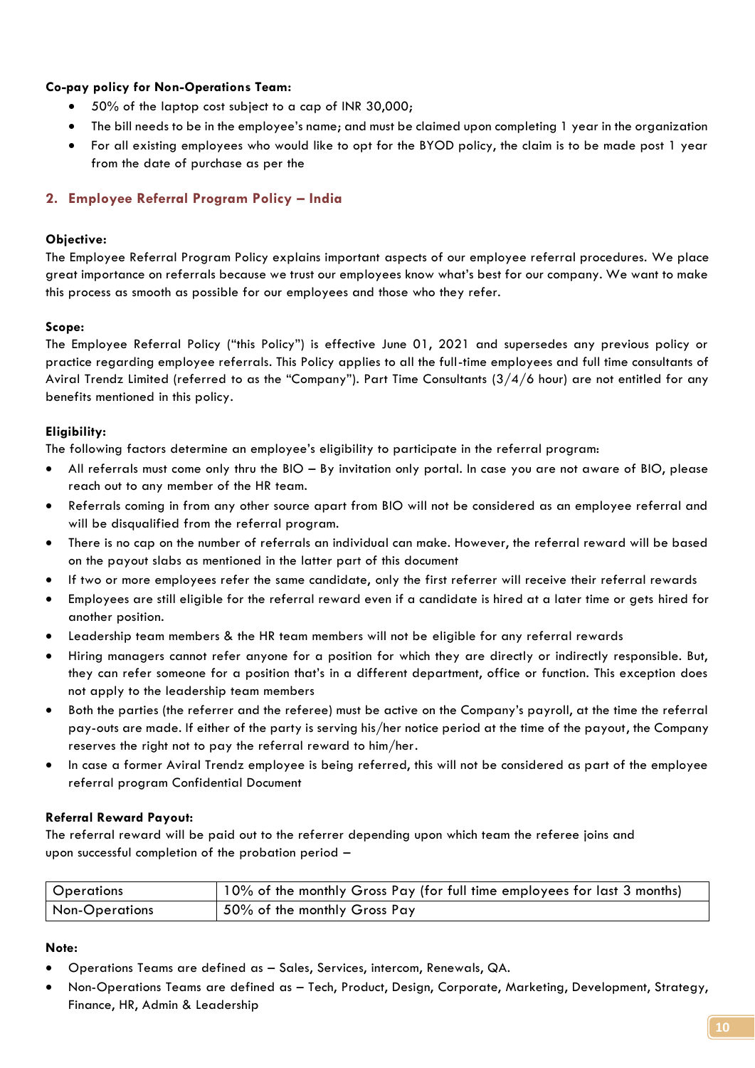**Co-pay policy for Non-Operations Team:**

- 50% of the laptop cost subject to a cap of INR 30,000;
- The bill needs to be in the employee's name; and must be claimed upon completing 1 year in the organization
- For all existing employees who would like to opt for the BYOD policy, the claim is to be made post 1 year from the date of purchase as per the

## 2. Employee Referral Program Policy – India

**Objective:**

The Employee Referral Program Policy explains important aspects of our employee referral procedures. We place great importance on referrals because we trust our employees know what's best for our company. We want to make this process as smooth as possible for our employees and those who they refer.

**Scope:**

The Employee Referral Policy ("this Policy") is effective June 01, 2021 and supersedes any previous policy or practice regarding employee referrals. This Policy applies to all the full-time employees and full time consultants of Aviral Trendz Limited (referred to as the "Company"). Part Time Consultants (3/4/6 hour) are not entitled for any benefits mentioned in this policy.

**Eligibility:**

The following factors determine an employee's eligibility to participate in the referral program:

- All referrals must come only thru the BIO – By invitation only portal. In case you are not aware of BIO, please reach out to any member of the HR team.
- Referrals coming in from any other source apart from BIO will not be considered as an employee referral and will be disqualified from the referral program.
- There is no cap on the number of referrals an individual can make. However, the referral reward will be based on the payout slabs as mentioned in the latter part of this document
- If two or more employees refer the same candidate, only the first referrer will receive their referral rewards
- Employees are still eligible for the referral reward even if a candidate is hired at a later time or gets hired for another position.
- Leadership team members & the HR team members will not be eligible for any referral rewards
- Hiring managers cannot refer anyone for a position for which they are directly or indirectly responsible. But, they can refer someone for a position that's in a different department, office or function. This exception does not apply to the leadership team members
- Both the parties (the referrer and the referee) must be active on the Company's payroll, at the time the referral pay-outs are made. If either of the party is serving his/her notice period at the time of the payout, the Company reserves the right not to pay the referral reward to him/her.
- In case a former Aviral Trendz employee is being referred, this will not be considered as part of the employee referral program Confidential Document

**Referral Reward Payout:**

The referral reward will be paid out to the referrer depending upon which team the referee joins and upon successful completion of the probation period –

| Operations | 10% of the monthly Gross Pay (for full time employees for last 3 months) |
|---|---|
| Non-Operations | 50% of the monthly Gross Pay |

**Note:**

- Operations Teams are defined as – Sales, Services, intercom, Renewals, QA.
- Non-Operations Teams are defined as – Tech, Product, Design, Corporate, Marketing, Development, Strategy, Finance, HR, Admin & Leadership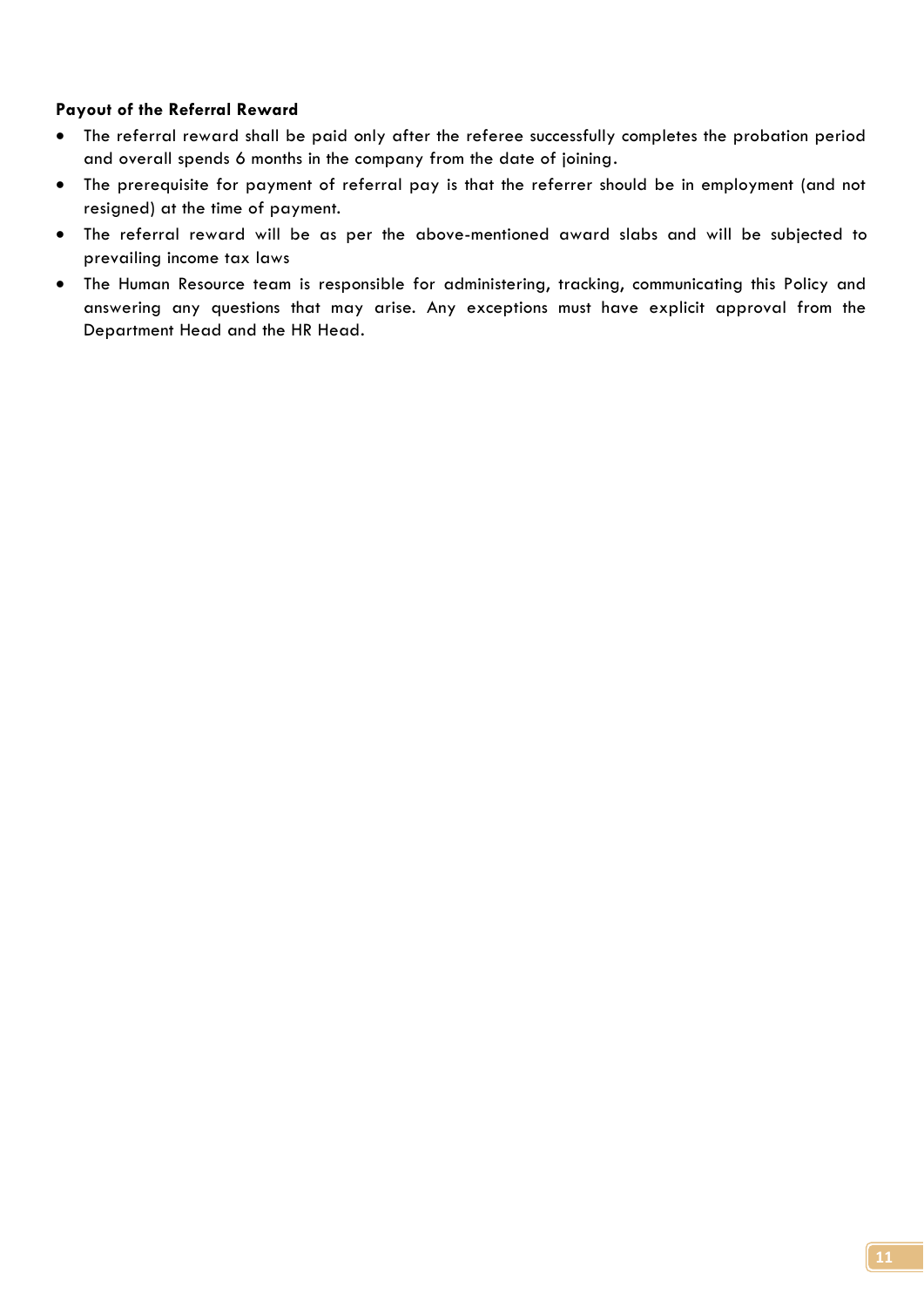**Payout of the Referral Reward**

- The referral reward shall be paid only after the referee successfully completes the probation period and overall spends 6 months in the company from the date of joining.
- The prerequisite for payment of referral pay is that the referrer should be in employment (and not resigned) at the time of payment.
- The referral reward will be as per the above-mentioned award slabs and will be subjected to prevailing income tax laws
- The Human Resource team is responsible for administering, tracking, communicating this Policy and answering any questions that may arise. Any exceptions must have explicit approval from the Department Head and the HR Head.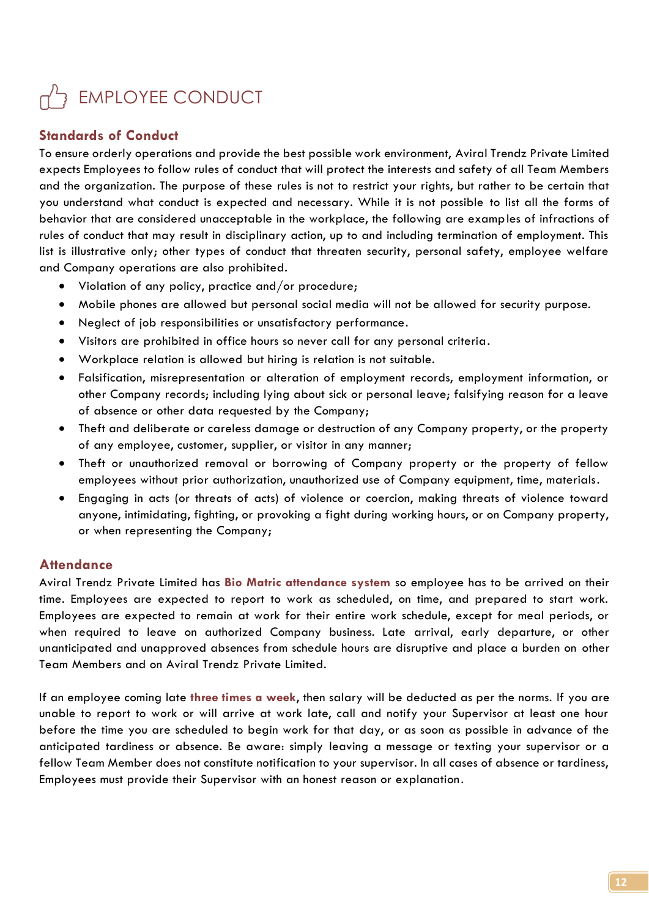# EMPLOYEE CONDUCT

## Standards of Conduct

To ensure orderly operations and provide the best possible work environment, Aviral Trendz Private Limited expects Employees to follow rules of conduct that will protect the interests and safety of all Team Members and the organization. The purpose of these rules is not to restrict your rights, but rather to be certain that you understand what conduct is expected and necessary. While it is not possible to list all the forms of behavior that are considered unacceptable in the workplace, the following are examples of infractions of rules of conduct that may result in disciplinary action, up to and including termination of employment. This list is illustrative only; other types of conduct that threaten security, personal safety, employee welfare and Company operations are also prohibited.

- Violation of any policy, practice and/or procedure;
- Mobile phones are allowed but personal social media will not be allowed for security purpose.
- Neglect of job responsibilities or unsatisfactory performance.
- Visitors are prohibited in office hours so never call for any personal criteria.
- Workplace relation is allowed but hiring is relation is not suitable.
- Falsification, misrepresentation or alteration of employment records, employment information, or other Company records; including lying about sick or personal leave; falsifying reason for a leave of absence or other data requested by the Company;
- Theft and deliberate or careless damage or destruction of any Company property, or the property of any employee, customer, supplier, or visitor in any manner;
- Theft or unauthorized removal or borrowing of Company property or the property of fellow employees without prior authorization, unauthorized use of Company equipment, time, materials.
- Engaging in acts (or threats of acts) of violence or coercion, making threats of violence toward anyone, intimidating, fighting, or provoking a fight during working hours, or on Company property, or when representing the Company;

## Attendance

Aviral Trendz Private Limited has **Bio Matric attendance system** so employee has to be arrived on their time. Employees are expected to report to work as scheduled, on time, and prepared to start work. Employees are expected to remain at work for their entire work schedule, except for meal periods, or when required to leave on authorized Company business. Late arrival, early departure, or other unanticipated and unapproved absences from schedule hours are disruptive and place a burden on other Team Members and on Aviral Trendz Private Limited.

If an employee coming late **three times a week**, then salary will be deducted as per the norms. If you are unable to report to work or will arrive at work late, call and notify your Supervisor at least one hour before the time you are scheduled to begin work for that day, or as soon as possible in advance of the anticipated tardiness or absence. Be aware: simply leaving a message or texting your supervisor or a fellow Team Member does not constitute notification to your supervisor. In all cases of absence or tardiness, Employees must provide their Supervisor with an honest reason or explanation.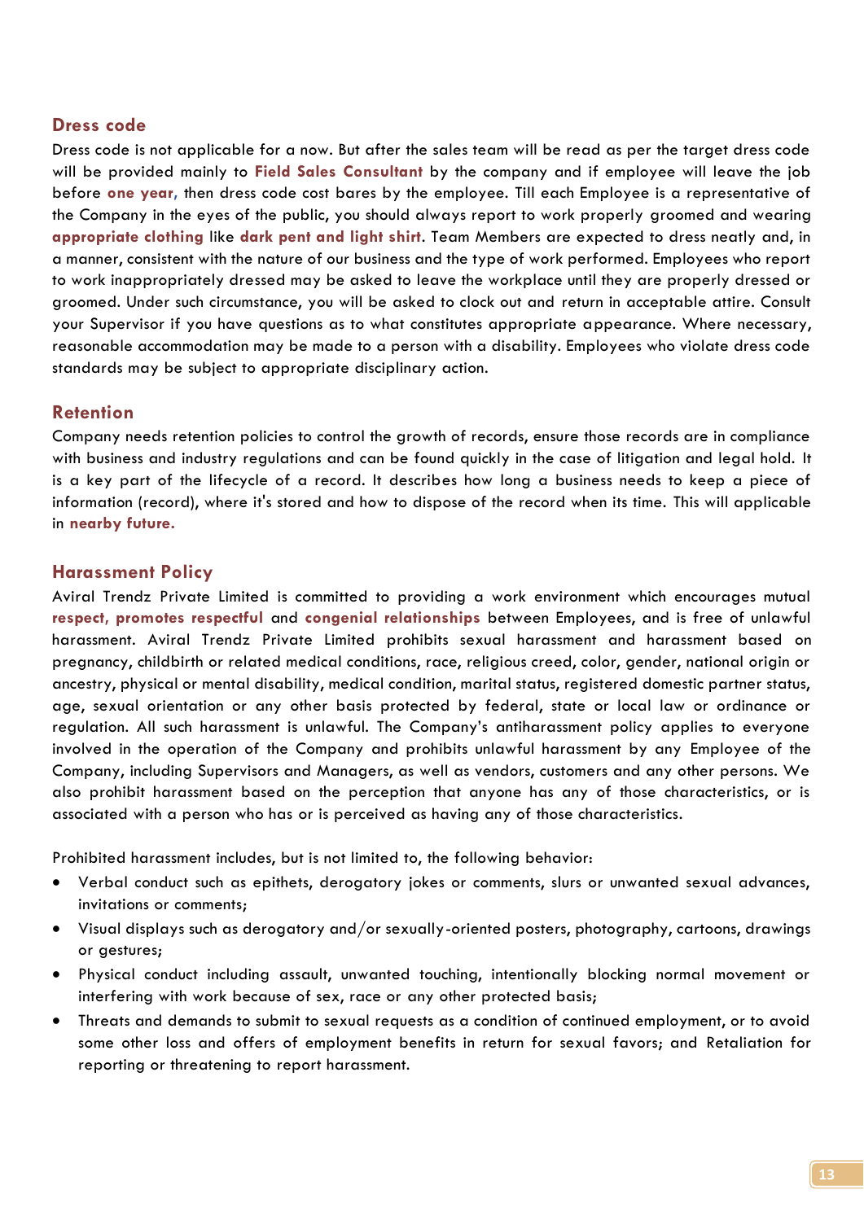## Dress code

Dress code is not applicable for a now. But after the sales team will be read as per the target dress code will be provided mainly to **Field Sales Consultant** by the company and if employee will leave the job before **one year**, then dress code cost bares by the employee. Till each Employee is a representative of the Company in the eyes of the public, you should always report to work properly groomed and wearing **appropriate clothing** like **dark pent and light shirt**. Team Members are expected to dress neatly and, in a manner, consistent with the nature of our business and the type of work performed. Employees who report to work inappropriately dressed may be asked to leave the workplace until they are properly dressed or groomed. Under such circumstance, you will be asked to clock out and return in acceptable attire. Consult your Supervisor if you have questions as to what constitutes appropriate appearance. Where necessary, reasonable accommodation may be made to a person with a disability. Employees who violate dress code standards may be subject to appropriate disciplinary action.

## Retention

Company needs retention policies to control the growth of records, ensure those records are in compliance with business and industry regulations and can be found quickly in the case of litigation and legal hold. It is a key part of the lifecycle of a record. It describes how long a business needs to keep a piece of information (record), where it's stored and how to dispose of the record when its time. This will applicable in **nearby future.**

## Harassment Policy

Aviral Trendz Private Limited is committed to providing a work environment which encourages mutual **respect, promotes respectful** and **congenial relationships** between Employees, and is free of unlawful harassment. Aviral Trendz Private Limited prohibits sexual harassment and harassment based on pregnancy, childbirth or related medical conditions, race, religious creed, color, gender, national origin or ancestry, physical or mental disability, medical condition, marital status, registered domestic partner status, age, sexual orientation or any other basis protected by federal, state or local law or ordinance or regulation. All such harassment is unlawful. The Company's antiharassment policy applies to everyone involved in the operation of the Company and prohibits unlawful harassment by any Employee of the Company, including Supervisors and Managers, as well as vendors, customers and any other persons. We also prohibit harassment based on the perception that anyone has any of those characteristics, or is associated with a person who has or is perceived as having any of those characteristics.

Prohibited harassment includes, but is not limited to, the following behavior:

- Verbal conduct such as epithets, derogatory jokes or comments, slurs or unwanted sexual advances, invitations or comments;
- Visual displays such as derogatory and/or sexually-oriented posters, photography, cartoons, drawings or gestures;
- Physical conduct including assault, unwanted touching, intentionally blocking normal movement or interfering with work because of sex, race or any other protected basis;
- Threats and demands to submit to sexual requests as a condition of continued employment, or to avoid some other loss and offers of employment benefits in return for sexual favors; and Retaliation for reporting or threatening to report harassment.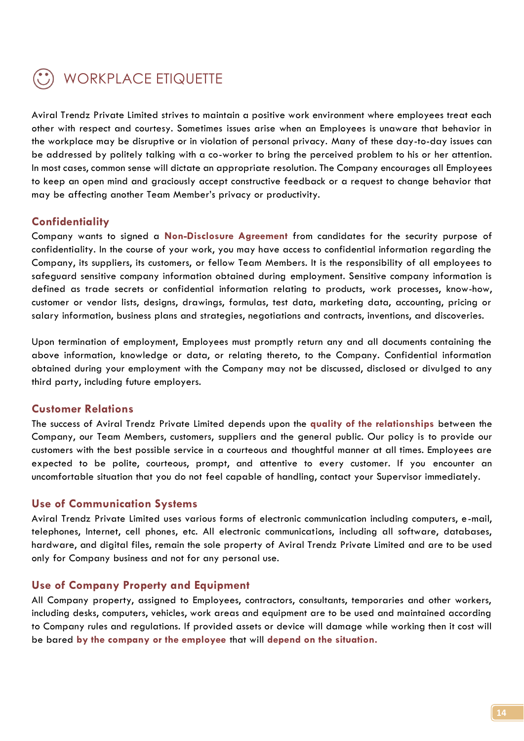# WORKPLACE ETIQUETTE

Aviral Trendz Private Limited strives to maintain a positive work environment where employees treat each other with respect and courtesy. Sometimes issues arise when an Employees is unaware that behavior in the workplace may be disruptive or in violation of personal privacy. Many of these day-to-day issues can be addressed by politely talking with a co-worker to bring the perceived problem to his or her attention. In most cases, common sense will dictate an appropriate resolution. The Company encourages all Employees to keep an open mind and graciously accept constructive feedback or a request to change behavior that may be affecting another Team Member's privacy or productivity.

## Confidentiality

Company wants to signed a **Non-Disclosure Agreement** from candidates for the security purpose of confidentiality. In the course of your work, you may have access to confidential information regarding the Company, its suppliers, its customers, or fellow Team Members. It is the responsibility of all employees to safeguard sensitive company information obtained during employment. Sensitive company information is defined as trade secrets or confidential information relating to products, work processes, know-how, customer or vendor lists, designs, drawings, formulas, test data, marketing data, accounting, pricing or salary information, business plans and strategies, negotiations and contracts, inventions, and discoveries.

Upon termination of employment, Employees must promptly return any and all documents containing the above information, knowledge or data, or relating thereto, to the Company. Confidential information obtained during your employment with the Company may not be discussed, disclosed or divulged to any third party, including future employers.

## Customer Relations

The success of Aviral Trendz Private Limited depends upon the **quality of the relationships** between the Company, our Team Members, customers, suppliers and the general public. Our policy is to provide our customers with the best possible service in a courteous and thoughtful manner at all times. Employees are expected to be polite, courteous, prompt, and attentive to every customer. If you encounter an uncomfortable situation that you do not feel capable of handling, contact your Supervisor immediately.

## Use of Communication Systems

Aviral Trendz Private Limited uses various forms of electronic communication including computers, e-mail, telephones, Internet, cell phones, etc. All electronic communications, including all software, databases, hardware, and digital files, remain the sole property of Aviral Trendz Private Limited and are to be used only for Company business and not for any personal use.

## Use of Company Property and Equipment

All Company property, assigned to Employees, contractors, consultants, temporaries and other workers, including desks, computers, vehicles, work areas and equipment are to be used and maintained according to Company rules and regulations. If provided assets or device will damage while working then it cost will be bared **by the company or the employee** that will **depend on the situation.**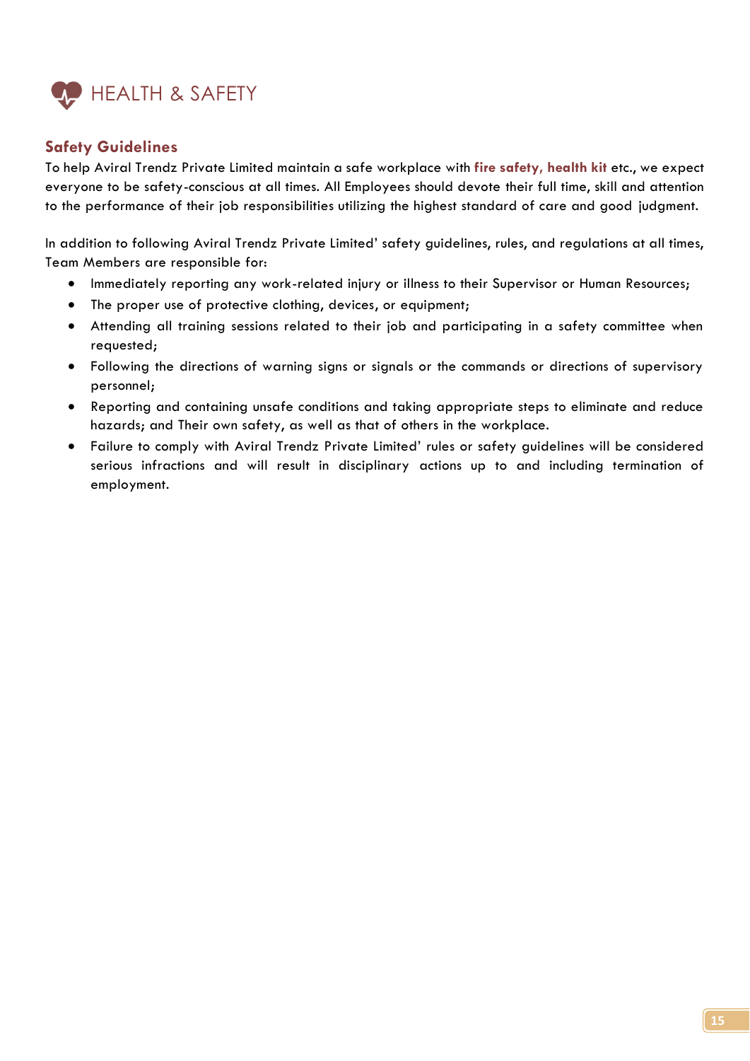# HEALTH & SAFETY

## Safety Guidelines

To help Aviral Trendz Private Limited maintain a safe workplace with **fire safety, health kit** etc., we expect everyone to be safety-conscious at all times. All Employees should devote their full time, skill and attention to the performance of their job responsibilities utilizing the highest standard of care and good judgment.

In addition to following Aviral Trendz Private Limited' safety guidelines, rules, and regulations at all times, Team Members are responsible for:

- Immediately reporting any work-related injury or illness to their Supervisor or Human Resources;
- The proper use of protective clothing, devices, or equipment;
- Attending all training sessions related to their job and participating in a safety committee when requested;
- Following the directions of warning signs or signals or the commands or directions of supervisory personnel;
- Reporting and containing unsafe conditions and taking appropriate steps to eliminate and reduce hazards; and Their own safety, as well as that of others in the workplace.
- Failure to comply with Aviral Trendz Private Limited' rules or safety guidelines will be considered serious infractions and will result in disciplinary actions up to and including termination of employment.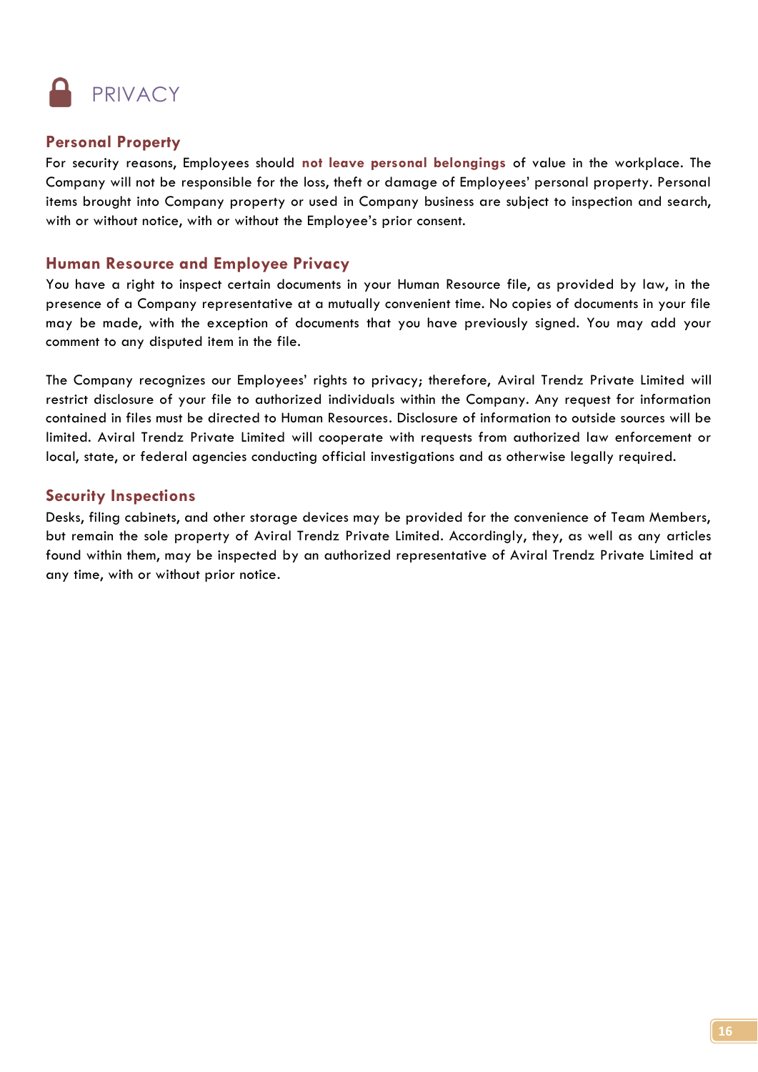# PRIVACY

## Personal Property

For security reasons, Employees should **not leave personal belongings** of value in the workplace. The Company will not be responsible for the loss, theft or damage of Employees' personal property. Personal items brought into Company property or used in Company business are subject to inspection and search, with or without notice, with or without the Employee's prior consent.

## Human Resource and Employee Privacy

You have a right to inspect certain documents in your Human Resource file, as provided by law, in the presence of a Company representative at a mutually convenient time. No copies of documents in your file may be made, with the exception of documents that you have previously signed. You may add your comment to any disputed item in the file.

The Company recognizes our Employees' rights to privacy; therefore, Aviral Trendz Private Limited will restrict disclosure of your file to authorized individuals within the Company. Any request for information contained in files must be directed to Human Resources. Disclosure of information to outside sources will be limited. Aviral Trendz Private Limited will cooperate with requests from authorized law enforcement or local, state, or federal agencies conducting official investigations and as otherwise legally required.

## Security Inspections

Desks, filing cabinets, and other storage devices may be provided for the convenience of Team Members, but remain the sole property of Aviral Trendz Private Limited. Accordingly, they, as well as any articles found within them, may be inspected by an authorized representative of Aviral Trendz Private Limited at any time, with or without prior notice.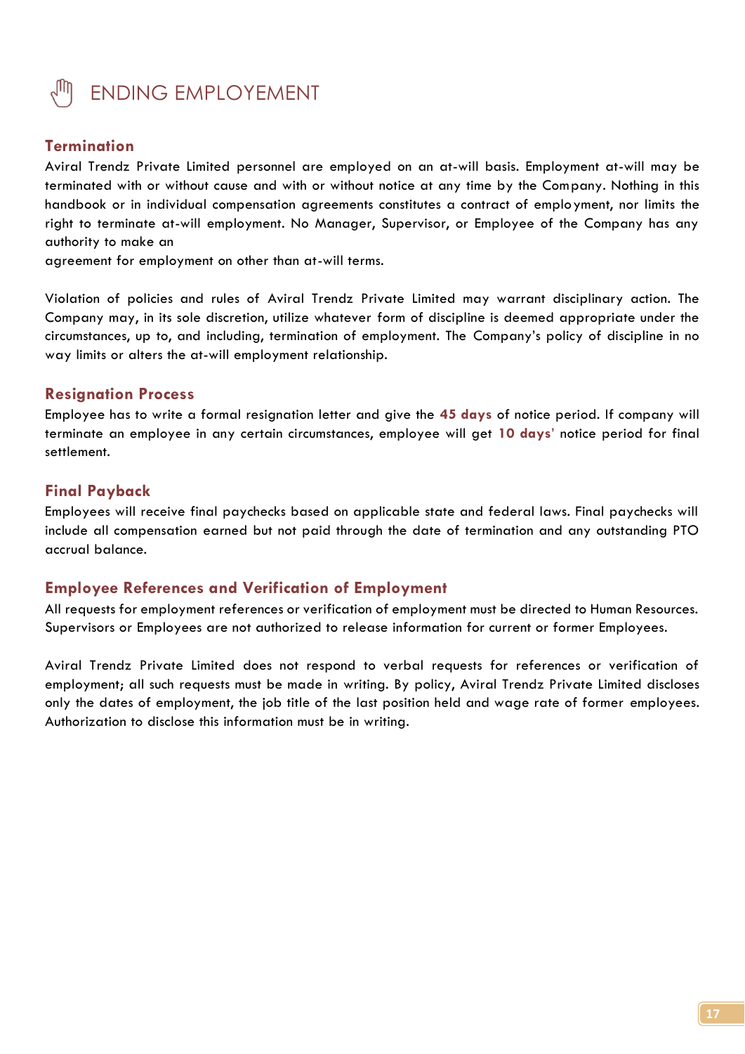# ENDING EMPLOYEMENT

## Termination

Aviral Trendz Private Limited personnel are employed on an at-will basis. Employment at-will may be terminated with or without cause and with or without notice at any time by the Company. Nothing in this handbook or in individual compensation agreements constitutes a contract of employment, nor limits the right to terminate at-will employment. No Manager, Supervisor, or Employee of the Company has any authority to make an agreement for employment on other than at-will terms.

Violation of policies and rules of Aviral Trendz Private Limited may warrant disciplinary action. The Company may, in its sole discretion, utilize whatever form of discipline is deemed appropriate under the circumstances, up to, and including, termination of employment. The Company's policy of discipline in no way limits or alters the at-will employment relationship.

## Resignation Process

Employee has to write a formal resignation letter and give the **45 days** of notice period. If company will terminate an employee in any certain circumstances, employee will get **10 days'** notice period for final settlement.

## Final Payback

Employees will receive final paychecks based on applicable state and federal laws. Final paychecks will include all compensation earned but not paid through the date of termination and any outstanding PTO accrual balance.

## Employee References and Verification of Employment

All requests for employment references or verification of employment must be directed to Human Resources. Supervisors or Employees are not authorized to release information for current or former Employees.

Aviral Trendz Private Limited does not respond to verbal requests for references or verification of employment; all such requests must be made in writing. By policy, Aviral Trendz Private Limited discloses only the dates of employment, the job title of the last position held and wage rate of former employees. Authorization to disclose this information must be in writing.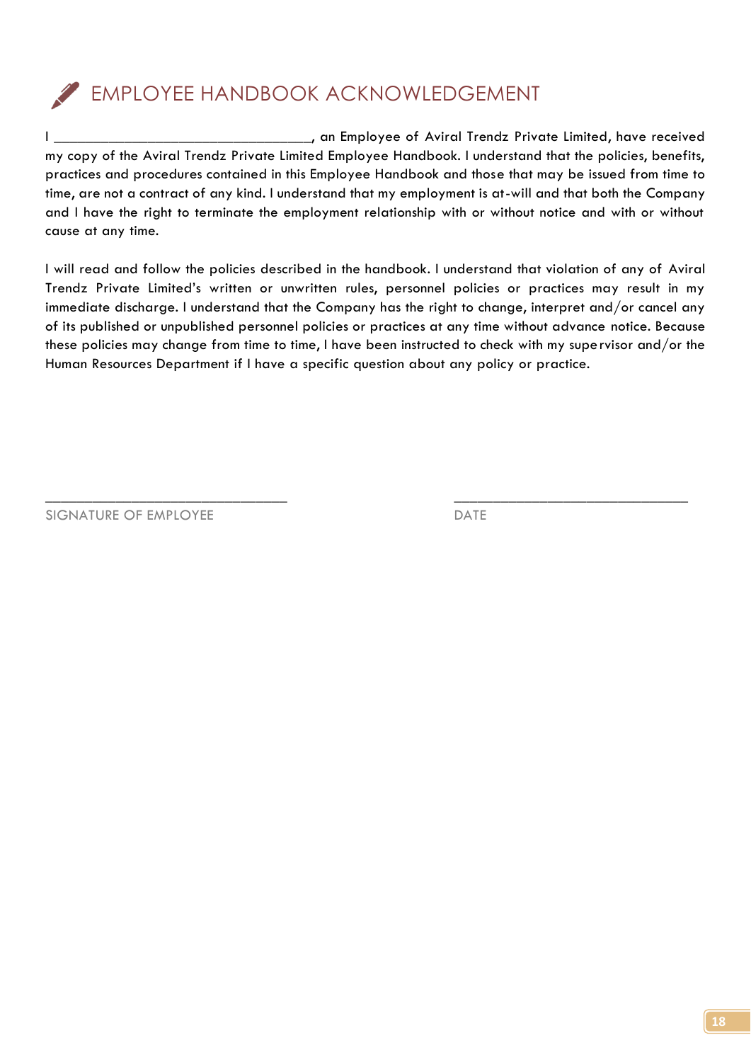# EMPLOYEE HANDBOOK ACKNOWLEDGEMENT

I ______________________________________, an Employee of Aviral Trendz Private Limited, have received my copy of the Aviral Trendz Private Limited Employee Handbook. I understand that the policies, benefits, practices and procedures contained in this Employee Handbook and those that may be issued from time to time, are not a contract of any kind. I understand that my employment is at-will and that both the Company and I have the right to terminate the employment relationship with or without notice and with or without cause at any time.

I will read and follow the policies described in the handbook. I understand that violation of any of Aviral Trendz Private Limited's written or unwritten rules, personnel policies or practices may result in my immediate discharge. I understand that the Company has the right to change, interpret and/or cancel any of its published or unpublished personnel policies or practices at any time without advance notice. Because these policies may change from time to time, I have been instructed to check with my supervisor and/or the Human Resources Department if I have a specific question about any policy or practice.

___________________________________ ___________________________________

SIGNATURE OF EMPLOYEE DATE